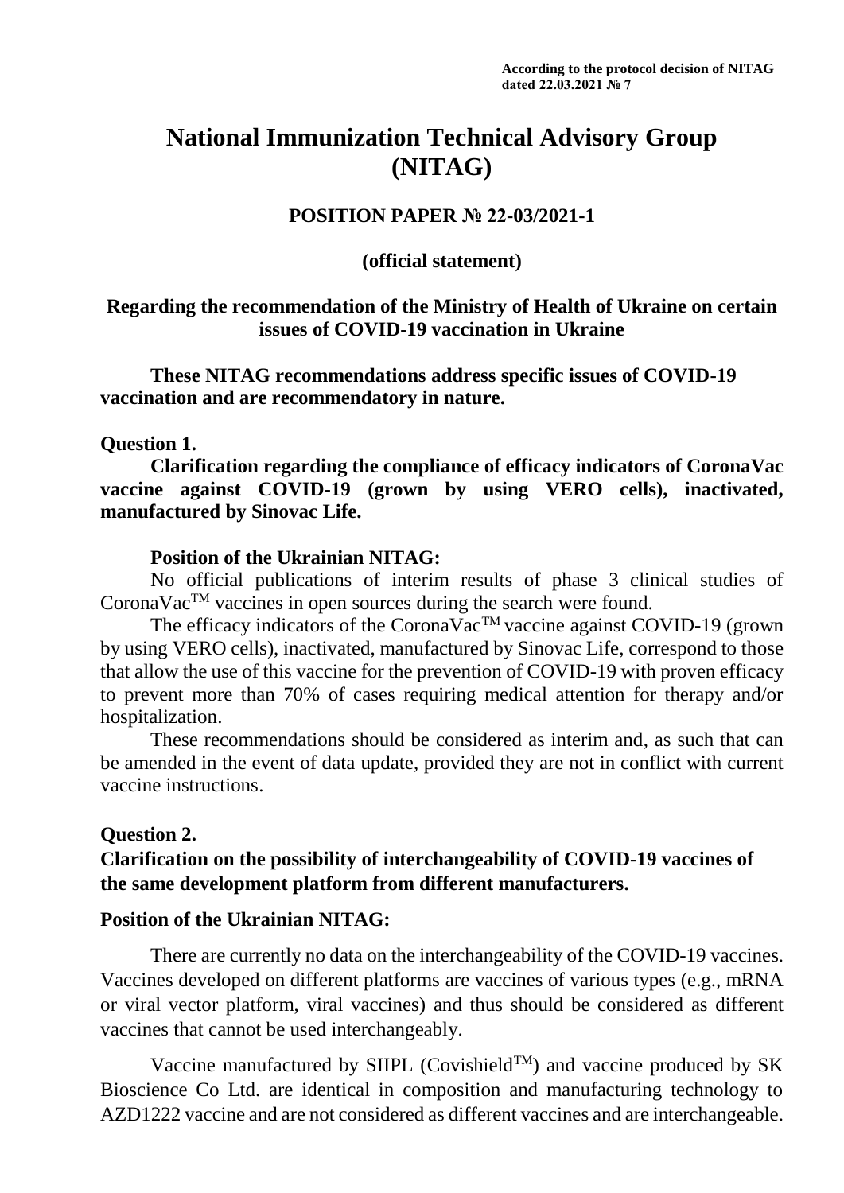**According to the protocol decision of NITAG dated 22.03.2021 № 7**

# National Immunization Technical Advisory Group (NITAG)

## POSITION PAPER № 22-03/2021-1

**(official statement)**

**Regarding the recommendation of the Ministry of Health of Ukraine on certain issues of COVID-19 vaccination in Ukraine**

**These NITAG recommendations address specific issues of COVID-19 vaccination and are recommendatory in nature.**

### Question 1.

**Clarification regarding the compliance of efficacy indicators of CoronaVac vaccine against COVID-19 (grown by using VERO cells), inactivated, manufactured by Sinovac Life.**

**Position of the Ukrainian NITAG:**

No official publications of interim results of phase 3 clinical studies of CoronaVac™ vaccines in open sources during the search were found.

The efficacy indicators of the CoronaVac™ vaccine against COVID-19 (grown by using VERO cells), inactivated, manufactured by Sinovac Life, correspond to those that allow the use of this vaccine for the prevention of COVID-19 with proven efficacy to prevent more than 70% of cases requiring medical attention for therapy and/or hospitalization.

These recommendations should be considered as interim and, as such that can be amended in the event of data update, provided they are not in conflict with current vaccine instructions.

### Question 2.

**Clarification on the possibility of interchangeability of COVID-19 vaccines of the same development platform from different manufacturers.**

**Position of the Ukrainian NITAG:**

There are currently no data on the interchangeability of the COVID-19 vaccines. Vaccines developed on different platforms are vaccines of various types (e.g., mRNA or viral vector platform, viral vaccines) and thus should be considered as different vaccines that cannot be used interchangeably.

Vaccine manufactured by SIIPL (Covishield™) and vaccine produced by SK Bioscience Co Ltd. are identical in composition and manufacturing technology to AZD1222 vaccine and are not considered as different vaccines and are interchangeable.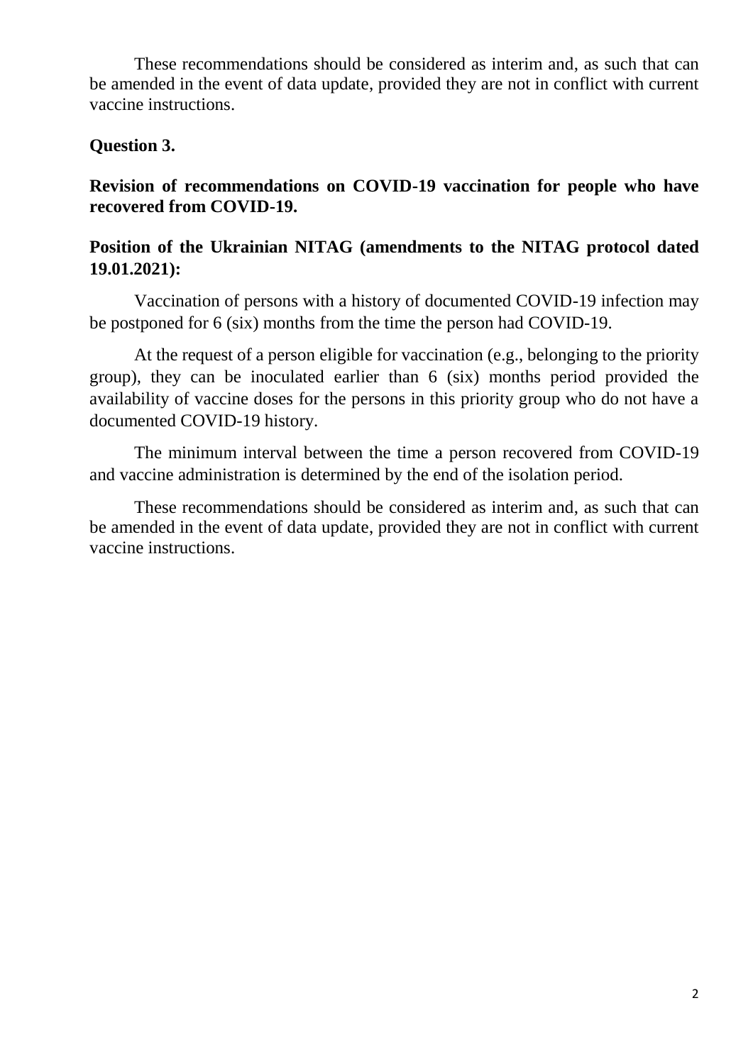These recommendations should be considered as interim and, as such that can be amended in the event of data update, provided they are not in conflict with current vaccine instructions.

**Question 3.**

**Revision of recommendations on COVID-19 vaccination for people who have recovered from COVID-19.**

**Position of the Ukrainian NITAG (amendments to the NITAG protocol dated 19.01.2021):**

Vaccination of persons with a history of documented COVID-19 infection may be postponed for 6 (six) months from the time the person had COVID-19.

At the request of a person eligible for vaccination (e.g., belonging to the priority group), they can be inoculated earlier than 6 (six) months period provided the availability of vaccine doses for the persons in this priority group who do not have a documented COVID-19 history.

The minimum interval between the time a person recovered from COVID-19 and vaccine administration is determined by the end of the isolation period.

These recommendations should be considered as interim and, as such that can be amended in the event of data update, provided they are not in conflict with current vaccine instructions.